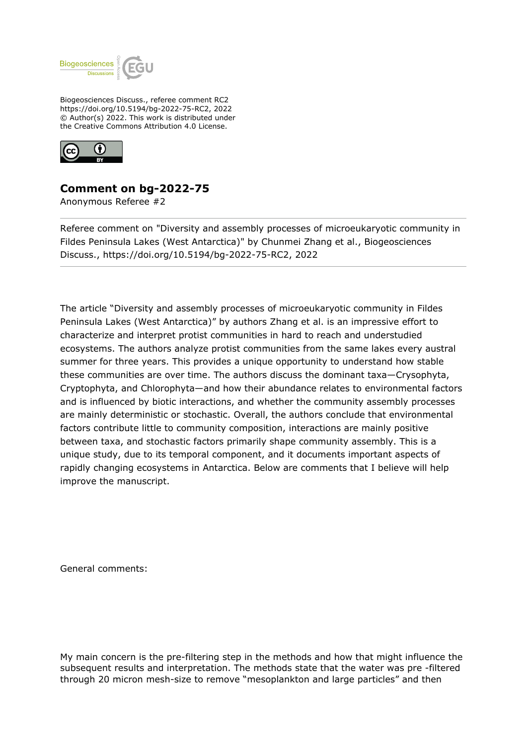Biogeosciences Discuss., referee comment RC2
https://doi.org/10.5194/bg-2022-75-RC2, 2022
© Author(s) 2022. This work is distributed under
the Creative Commons Attribution 4.0 License.

## Comment on bg-2022-75

Anonymous Referee #2

---

Referee comment on "Diversity and assembly processes of microeukaryotic community in Fildes Peninsula Lakes (West Antarctica)" by Chunmei Zhang et al., Biogeosciences Discuss., https://doi.org/10.5194/bg-2022-75-RC2, 2022

---

The article "Diversity and assembly processes of microeukaryotic community in Fildes Peninsula Lakes (West Antarctica)" by authors Zhang et al. is an impressive effort to characterize and interpret protist communities in hard to reach and understudied ecosystems. The authors analyze protist communities from the same lakes every austral summer for three years. This provides a unique opportunity to understand how stable these communities are over time. The authors discuss the dominant taxa—Crysophyta, Cryptophyta, and Chlorophyta—and how their abundance relates to environmental factors and is influenced by biotic interactions, and whether the community assembly processes are mainly deterministic or stochastic. Overall, the authors conclude that environmental factors contribute little to community composition, interactions are mainly positive between taxa, and stochastic factors primarily shape community assembly. This is a unique study, due to its temporal component, and it documents important aspects of rapidly changing ecosystems in Antarctica. Below are comments that I believe will help improve the manuscript.

General comments:

My main concern is the pre-filtering step in the methods and how that might influence the subsequent results and interpretation. The methods state that the water was pre -filtered through 20 micron mesh-size to remove "mesoplankton and large particles" and then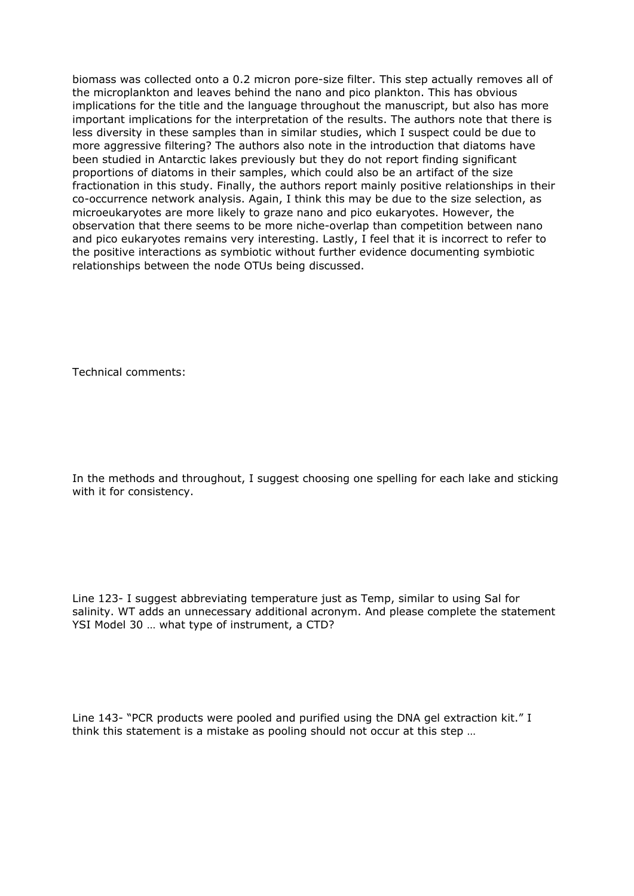biomass was collected onto a 0.2 micron pore-size filter. This step actually removes all of the microplankton and leaves behind the nano and pico plankton. This has obvious implications for the title and the language throughout the manuscript, but also has more important implications for the interpretation of the results. The authors note that there is less diversity in these samples than in similar studies, which I suspect could be due to more aggressive filtering? The authors also note in the introduction that diatoms have been studied in Antarctic lakes previously but they do not report finding significant proportions of diatoms in their samples, which could also be an artifact of the size fractionation in this study. Finally, the authors report mainly positive relationships in their co-occurrence network analysis. Again, I think this may be due to the size selection, as microeukaryotes are more likely to graze nano and pico eukaryotes. However, the observation that there seems to be more niche-overlap than competition between nano and pico eukaryotes remains very interesting. Lastly, I feel that it is incorrect to refer to the positive interactions as symbiotic without further evidence documenting symbiotic relationships between the node OTUs being discussed.

Technical comments:

In the methods and throughout, I suggest choosing one spelling for each lake and sticking with it for consistency.

Line 123- I suggest abbreviating temperature just as Temp, similar to using Sal for salinity. WT adds an unnecessary additional acronym. And please complete the statement YSI Model 30 … what type of instrument, a CTD?

Line 143- "PCR products were pooled and purified using the DNA gel extraction kit." I think this statement is a mistake as pooling should not occur at this step …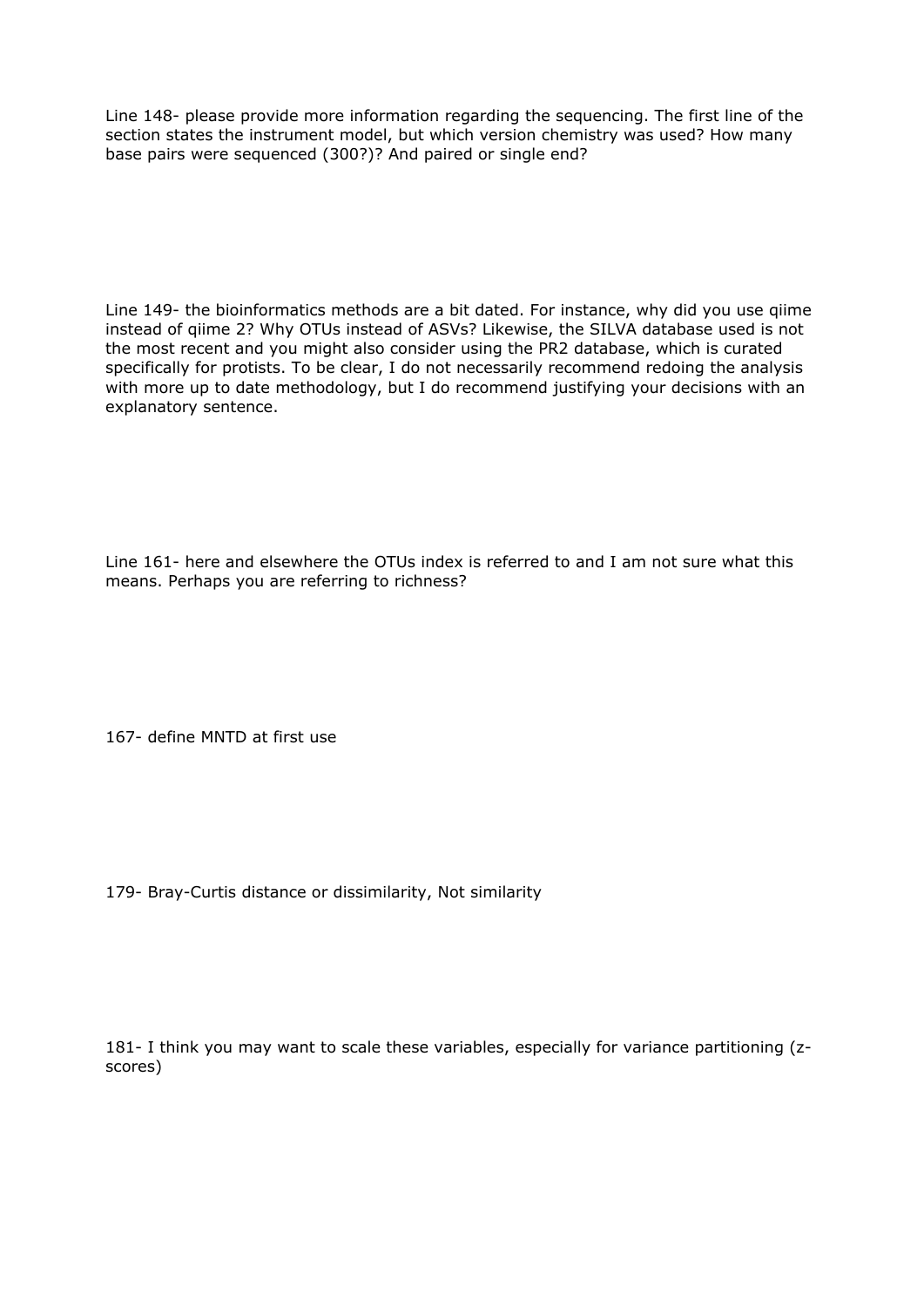Line 148- please provide more information regarding the sequencing. The first line of the section states the instrument model, but which version chemistry was used? How many base pairs were sequenced (300?)? And paired or single end?

Line 149- the bioinformatics methods are a bit dated. For instance, why did you use qiime instead of qiime 2? Why OTUs instead of ASVs? Likewise, the SILVA database used is not the most recent and you might also consider using the PR2 database, which is curated specifically for protists. To be clear, I do not necessarily recommend redoing the analysis with more up to date methodology, but I do recommend justifying your decisions with an explanatory sentence.

Line 161- here and elsewhere the OTUs index is referred to and I am not sure what this means. Perhaps you are referring to richness?

167- define MNTD at first use

179- Bray-Curtis distance or dissimilarity, Not similarity

181- I think you may want to scale these variables, especially for variance partitioning (z-scores)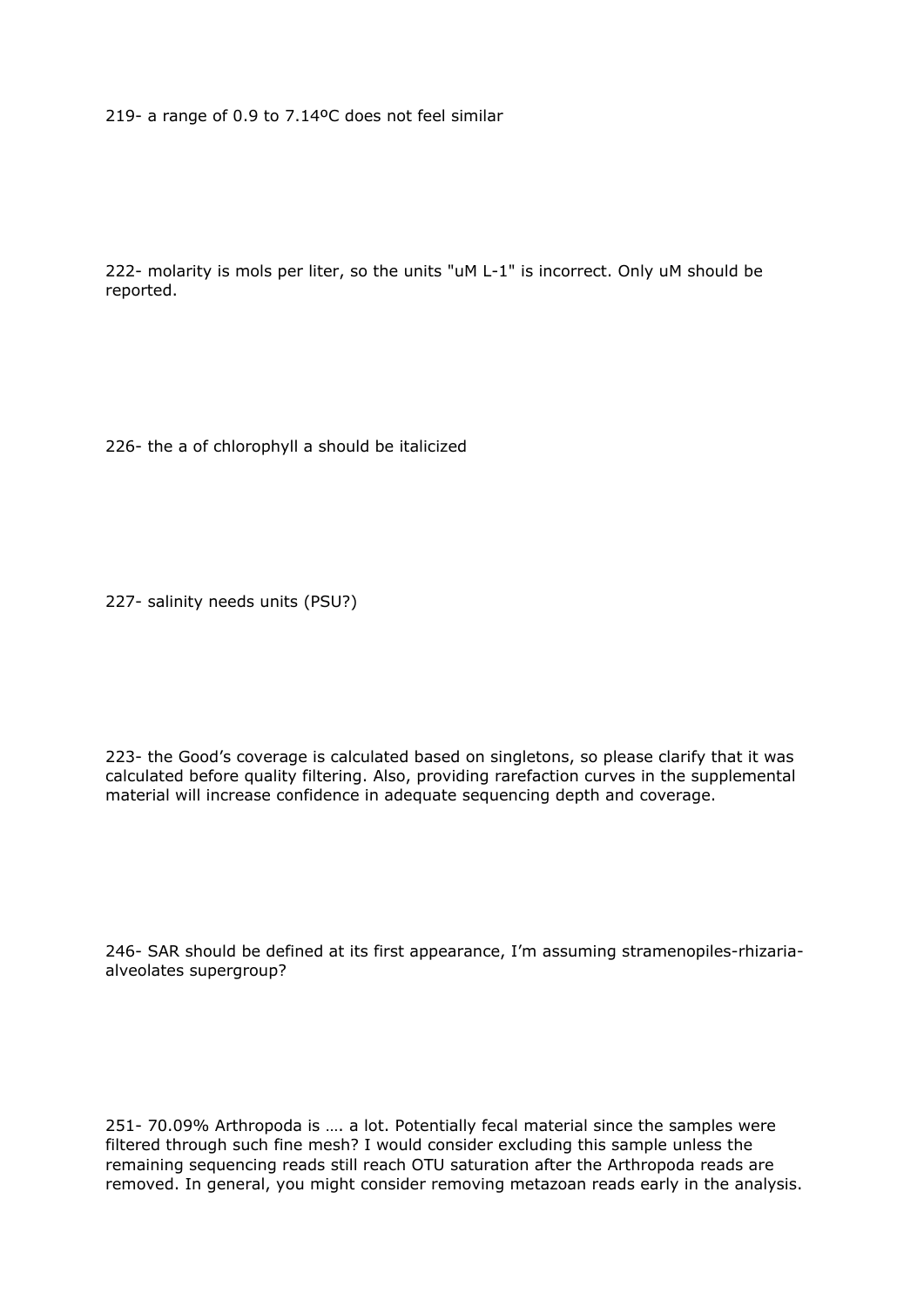219- a range of 0.9 to 7.14ºC does not feel similar

222- molarity is mols per liter, so the units "uM L-1" is incorrect. Only uM should be reported.

226- the a of chlorophyll a should be italicized

227- salinity needs units (PSU?)

223- the Good's coverage is calculated based on singletons, so please clarify that it was calculated before quality filtering. Also, providing rarefaction curves in the supplemental material will increase confidence in adequate sequencing depth and coverage.

246- SAR should be defined at its first appearance, I'm assuming stramenopiles-rhizaria-alveolates supergroup?

251- 70.09% Arthropoda is …. a lot. Potentially fecal material since the samples were filtered through such fine mesh? I would consider excluding this sample unless the remaining sequencing reads still reach OTU saturation after the Arthropoda reads are removed. In general, you might consider removing metazoan reads early in the analysis.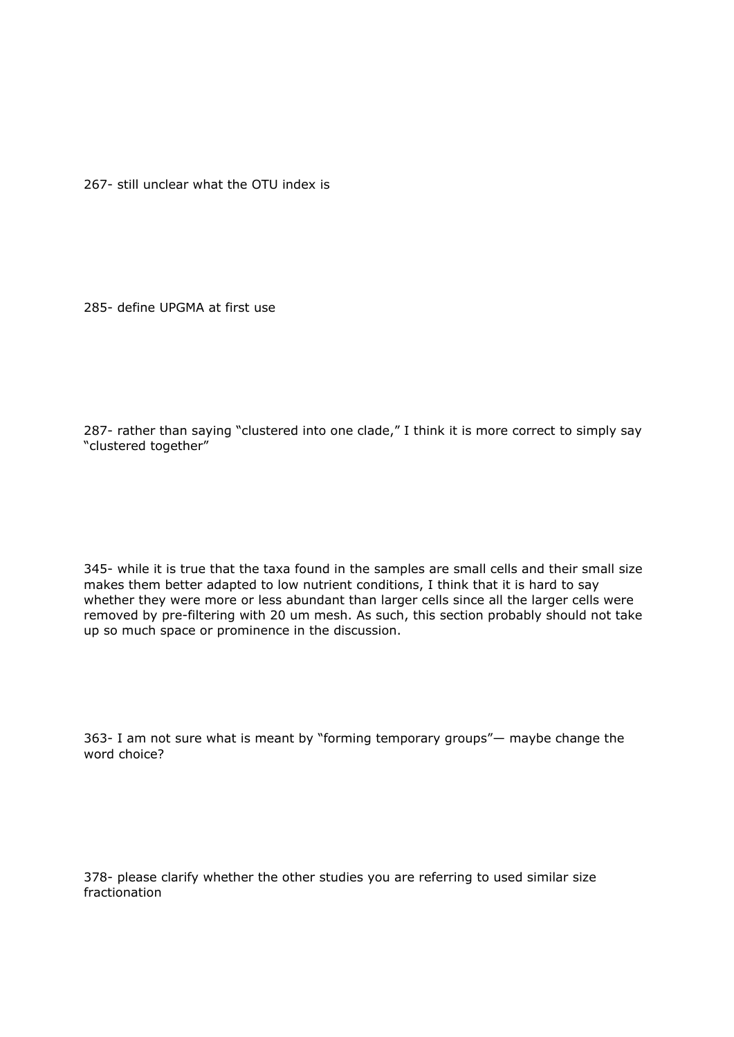267- still unclear what the OTU index is

285- define UPGMA at first use

287- rather than saying “clustered into one clade,” I think it is more correct to simply say “clustered together”

345- while it is true that the taxa found in the samples are small cells and their small size makes them better adapted to low nutrient conditions, I think that it is hard to say whether they were more or less abundant than larger cells since all the larger cells were removed by pre-filtering with 20 um mesh. As such, this section probably should not take up so much space or prominence in the discussion.

363- I am not sure what is meant by “forming temporary groups”— maybe change the word choice?

378- please clarify whether the other studies you are referring to used similar size fractionation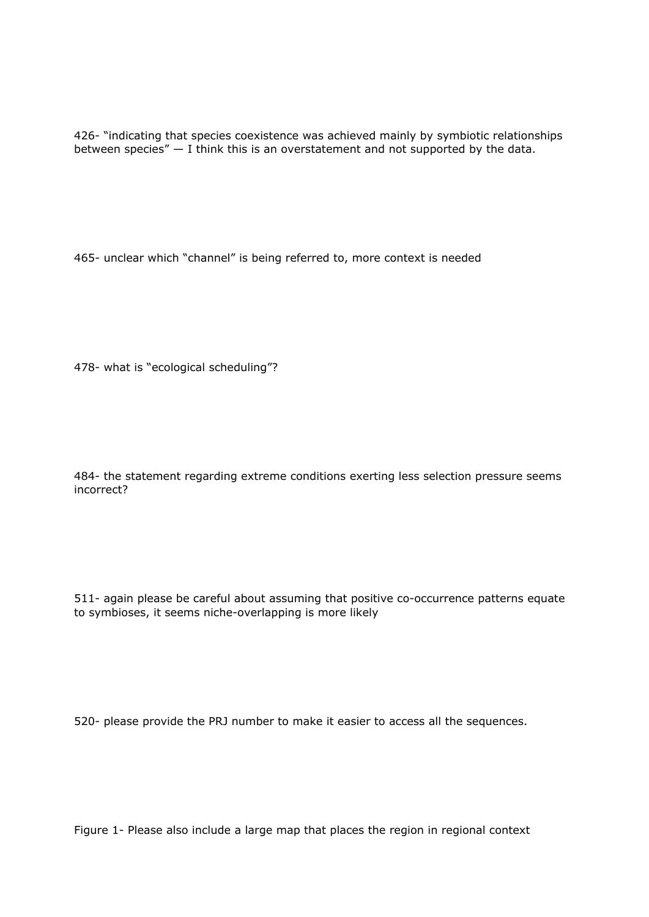426- “indicating that species coexistence was achieved mainly by symbiotic relationships between species” — I think this is an overstatement and not supported by the data.

465- unclear which “channel” is being referred to, more context is needed

478- what is “ecological scheduling”?

484- the statement regarding extreme conditions exerting less selection pressure seems incorrect?

511- again please be careful about assuming that positive co-occurrence patterns equate to symbioses, it seems niche-overlapping is more likely

520- please provide the PRJ number to make it easier to access all the sequences.

Figure 1- Please also include a large map that places the region in regional context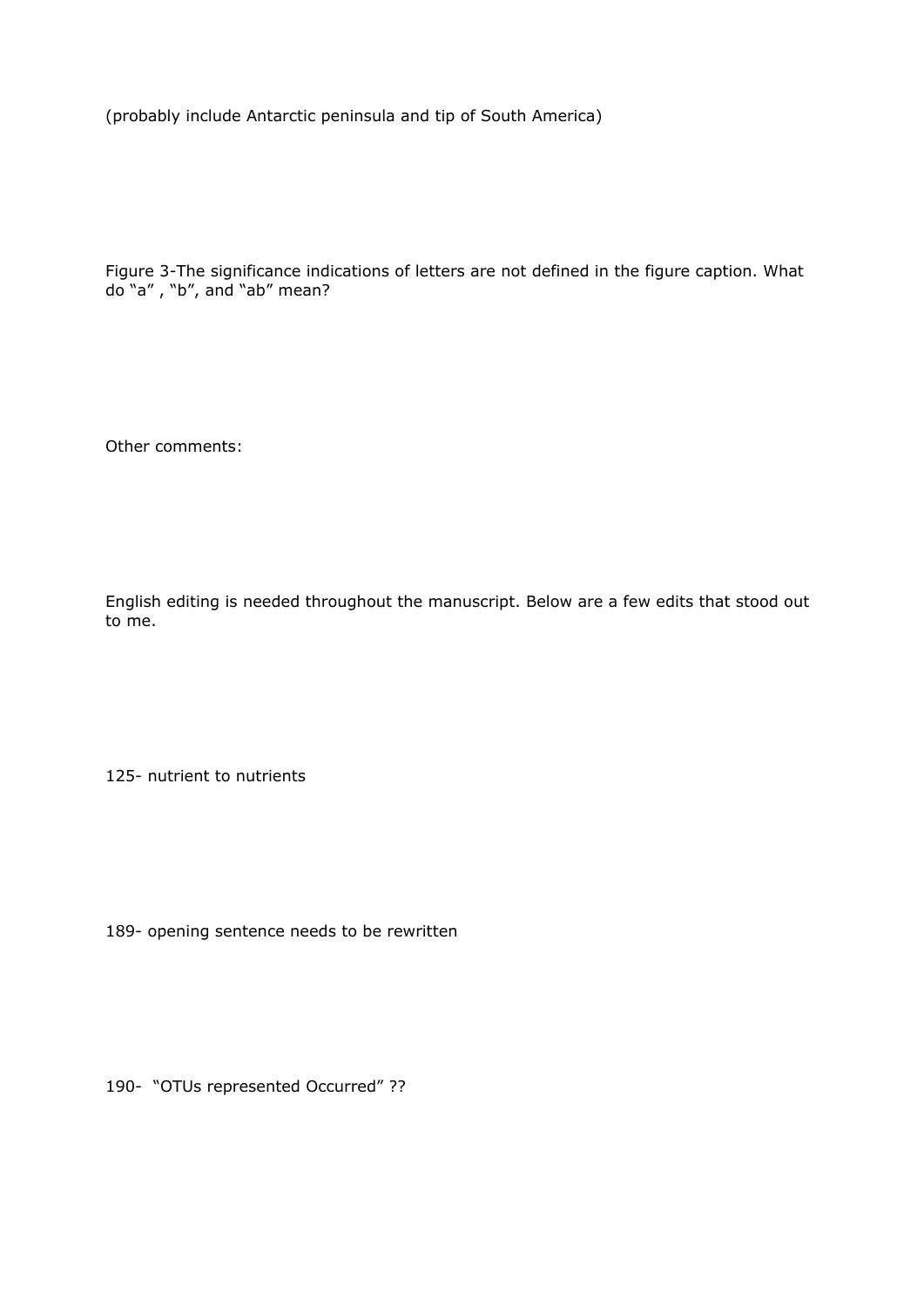(probably include Antarctic peninsula and tip of South America)

Figure 3-The significance indications of letters are not defined in the figure caption. What do "a" , "b", and "ab" mean?

Other comments:

English editing is needed throughout the manuscript. Below are a few edits that stood out to me.

125- nutrient to nutrients

189- opening sentence needs to be rewritten

190- "OTUs represented Occurred" ??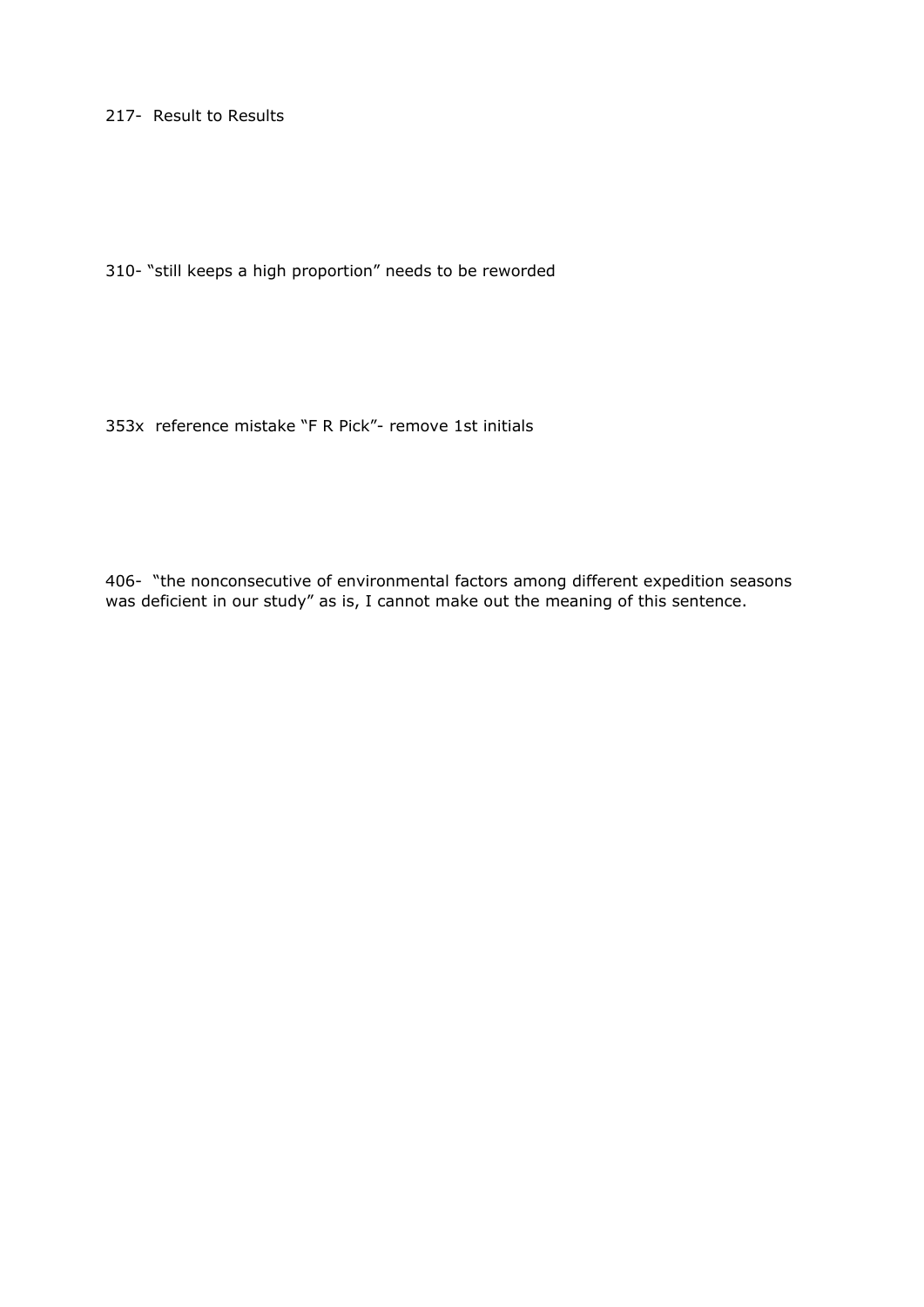217- Result to Results

310- “still keeps a high proportion” needs to be reworded

353x reference mistake “F R Pick”- remove 1st initials

406- “the nonconsecutive of environmental factors among different expedition seasons was deficient in our study” as is, I cannot make out the meaning of this sentence.